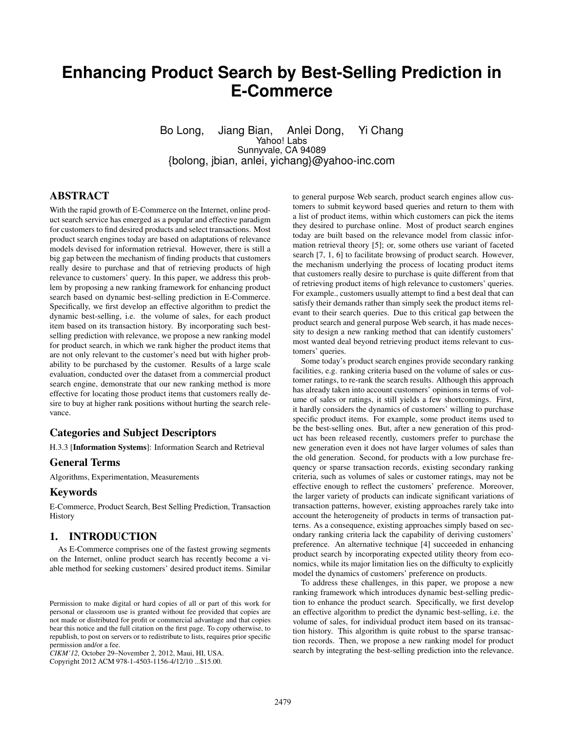# Enhancing Product Search by Best-Selling Prediction in E-Commerce

Bo Long, Jiang Bian, Anlei Dong, Yi Chang
Yahoo! Labs
Sunnyvale, CA 94089
{bolong, jbian, anlei, yichang}@yahoo-inc.com

## ABSTRACT

With the rapid growth of E-Commerce on the Internet, online product search service has emerged as a popular and effective paradigm for customers to find desired products and select transactions. Most product search engines today are based on adaptations of relevance models devised for information retrieval. However, there is still a big gap between the mechanism of finding products that customers really desire to purchase and that of retrieving products of high relevance to customers' query. In this paper, we address this problem by proposing a new ranking framework for enhancing product search based on dynamic best-selling prediction in E-Commerce. Specifically, we first develop an effective algorithm to predict the dynamic best-selling, i.e. the volume of sales, for each product item based on its transaction history. By incorporating such best-selling prediction with relevance, we propose a new ranking model for product search, in which we rank higher the product items that are not only relevant to the customer's need but with higher probability to be purchased by the customer. Results of a large scale evaluation, conducted over the dataset from a commercial product search engine, demonstrate that our new ranking method is more effective for locating those product items that customers really desire to buy at higher rank positions without hurting the search relevance.

### Categories and Subject Descriptors

H.3.3 [**Information Systems**]: Information Search and Retrieval

### General Terms

Algorithms, Experimentation, Measurements

### Keywords

E-Commerce, Product Search, Best Selling Prediction, Transaction History

## 1. INTRODUCTION

As E-Commerce comprises one of the fastest growing segments on the Internet, online product search has recently become a viable method for seeking customers' desired product items. Similar to general purpose Web search, product search engines allow customers to submit keyword based queries and return to them with a list of product items, within which customers can pick the items they desired to purchase online. Most of product search engines today are built based on the relevance model from classic information retrieval theory [5]; or, some others use variant of faceted search [7, 1, 6] to facilitate browsing of product search. However, the mechanism underlying the process of locating product items that customers really desire to purchase is quite different from that of retrieving product items of high relevance to customers' queries. For example., customers usually attempt to find a best deal that can satisfy their demands rather than simply seek the product items relevant to their search queries. Due to this critical gap between the product search and general purpose Web search, it has made necessity to design a new ranking method that can identify customers' most wanted deal beyond retrieving product items relevant to customers' queries.

Some today's product search engines provide secondary ranking facilities, e.g. ranking criteria based on the volume of sales or customer ratings, to re-rank the search results. Although this approach has already taken into account customers' opinions in terms of volume of sales or ratings, it still yields a few shortcomings. First, it hardly considers the dynamics of customers' willing to purchase specific product items. For example, some product items used to be the best-selling ones. But, after a new generation of this product has been released recently, customers prefer to purchase the new generation even it does not have larger volumes of sales than the old generation. Second, for products with a low purchase frequency or sparse transaction records, existing secondary ranking criteria, such as volumes of sales or customer ratings, may not be effective enough to reflect the customers' preference. Moreover, the larger variety of products can indicate significant variations of transaction patterns, however, existing approaches rarely take into account the heterogeneity of products in terms of transaction patterns. As a consequence, existing approaches simply based on secondary ranking criteria lack the capability of deriving customers' preference. An alternative technique [4] succeeded in enhancing product search by incorporating expected utility theory from economics, while its major limitation lies on the difficulty to explicitly model the dynamics of customers' preference on products.

To address these challenges, in this paper, we propose a new ranking framework which introduces dynamic best-selling prediction to enhance the product search. Specifically, we first develop an effective algorithm to predict the dynamic best-selling, i.e. the volume of sales, for individual product item based on its transaction history. This algorithm is quite robust to the sparse transaction records. Then, we propose a new ranking model for product search by integrating the best-selling prediction into the relevance.

Permission to make digital or hard copies of all or part of this work for personal or classroom use is granted without fee provided that copies are not made or distributed for profit or commercial advantage and that copies bear this notice and the full citation on the first page. To copy otherwise, to republish, to post on servers or to redistribute to lists, requires prior specific permission and/or a fee.
*CIKM'12,* October 29–November 2, 2012, Maui, HI, USA.
Copyright 2012 ACM 978-1-4503-1156-4/12/10 ...$15.00.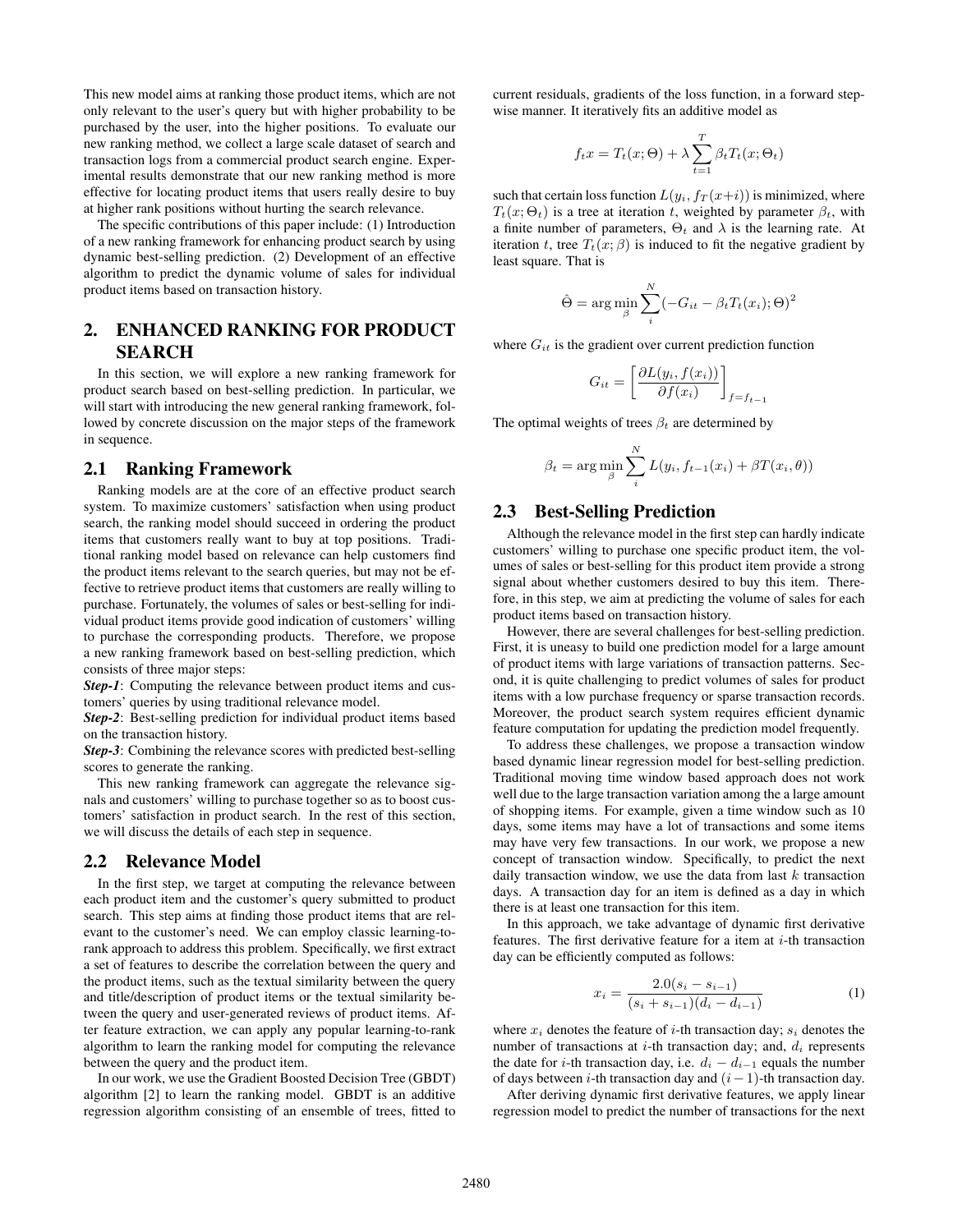This new model aims at ranking those product items, which are not only relevant to the user's query but with higher probability to be purchased by the user, into the higher positions. To evaluate our new ranking method, we collect a large scale dataset of search and transaction logs from a commercial product search engine. Experimental results demonstrate that our new ranking method is more effective for locating product items that users really desire to buy at higher rank positions without hurting the search relevance.

The specific contributions of this paper include: (1) Introduction of a new ranking framework for enhancing product search by using dynamic best-selling prediction. (2) Development of an effective algorithm to predict the dynamic volume of sales for individual product items based on transaction history.

## 2. ENHANCED RANKING FOR PRODUCT SEARCH

In this section, we will explore a new ranking framework for product search based on best-selling prediction. In particular, we will start with introducing the new general ranking framework, followed by concrete discussion on the major steps of the framework in sequence.

### 2.1 Ranking Framework

Ranking models are at the core of an effective product search system. To maximize customers' satisfaction when using product search, the ranking model should succeed in ordering the product items that customers really want to buy at top positions. Traditional ranking model based on relevance can help customers find the product items relevant to the search queries, but may not be effective to retrieve product items that customers are really willing to purchase. Fortunately, the volumes of sales or best-selling for individual product items provide good indication of customers' willing to purchase the corresponding products. Therefore, we propose a new ranking framework based on best-selling prediction, which consists of three major steps:

***Step-1***: Computing the relevance between product items and customers' queries by using traditional relevance model.

***Step-2***: Best-selling prediction for individual product items based on the transaction history.

***Step-3***: Combining the relevance scores with predicted best-selling scores to generate the ranking.

This new ranking framework can aggregate the relevance signals and customers' willing to purchase together so as to boost customers' satisfaction in product search. In the rest of this section, we will discuss the details of each step in sequence.

### 2.2 Relevance Model

In the first step, we target at computing the relevance between each product item and the customer's query submitted to product search. This step aims at finding those product items that are relevant to the customer's need. We can employ classic learning-to-rank approach to address this problem. Specifically, we first extract a set of features to describe the correlation between the query and the product items, such as the textual similarity between the query and title/description of product items or the textual similarity between the query and user-generated reviews of product items. After feature extraction, we can apply any popular learning-to-rank algorithm to learn the ranking model for computing the relevance between the query and the product item.

In our work, we use the Gradient Boosted Decision Tree (GBDT) algorithm [2] to learn the ranking model. GBDT is an additive regression algorithm consisting of an ensemble of trees, fitted to current residuals, gradients of the loss function, in a forward stepwise manner. It iteratively fits an additive model as

$$f_t x = T_t(x;\Theta) + \lambda \sum_{t=1}^{T} \beta_t T_t(x;\Theta_t)$$

such that certain loss function $L(y_i, f_T(x+i))$ is minimized, where $T_t(x;\Theta_t)$ is a tree at iteration $t$, weighted by parameter $\beta_t$, with a finite number of parameters, $\Theta_t$ and $\lambda$ is the learning rate. At iteration $t$, tree $T_t(x;\beta)$ is induced to fit the negative gradient by least square. That is

$$\hat{\Theta} = \arg\min_{\beta} \sum_{i}^{N} (-G_{it} - \beta_t T_t(x_i);\Theta)^2$$

where $G_{it}$ is the gradient over current prediction function

$$G_{it} = \left[\frac{\partial L(y_i, f(x_i))}{\partial f(x_i)}\right]_{f=f_{t-1}}$$

The optimal weights of trees $\beta_t$ are determined by

$$\beta_t = \arg\min_{\beta} \sum_{i}^{N} L(y_i, f_{t-1}(x_i) + \beta T(x_i, \theta))$$

### 2.3 Best-Selling Prediction

Although the relevance model in the first step can hardly indicate customers' willing to purchase one specific product item, the volumes of sales or best-selling for this product item provide a strong signal about whether customers desired to buy this item. Therefore, in this step, we aim at predicting the volume of sales for each product items based on transaction history.

However, there are several challenges for best-selling prediction. First, it is uneasy to build one prediction model for a large amount of product items with large variations of transaction patterns. Second, it is quite challenging to predict volumes of sales for product items with a low purchase frequency or sparse transaction records. Moreover, the product search system requires efficient dynamic feature computation for updating the prediction model frequently.

To address these challenges, we propose a transaction window based dynamic linear regression model for best-selling prediction. Traditional moving time window based approach does not work well due to the large transaction variation among the a large amount of shopping items. For example, given a time window such as 10 days, some items may have a lot of transactions and some items may have very few transactions. In our work, we propose a new concept of transaction window. Specifically, to predict the next daily transaction window, we use the data from last $k$ transaction days. A transaction day for an item is defined as a day in which there is at least one transaction for this item.

In this approach, we take advantage of dynamic first derivative features. The first derivative feature for a item at $i$-th transaction day can be efficiently computed as follows:

$$x_i = \frac{2.0(s_i - s_{i-1})}{(s_i + s_{i-1})(d_i - d_{i-1})} \tag{1}$$

where $x_i$ denotes the feature of $i$-th transaction day; $s_i$ denotes the number of transactions at $i$-th transaction day; and, $d_i$ represents the date for $i$-th transaction day, i.e. $d_i - d_{i-1}$ equals the number of days between $i$-th transaction day and $(i-1)$-th transaction day.

After deriving dynamic first derivative features, we apply linear regression model to predict the number of transactions for the next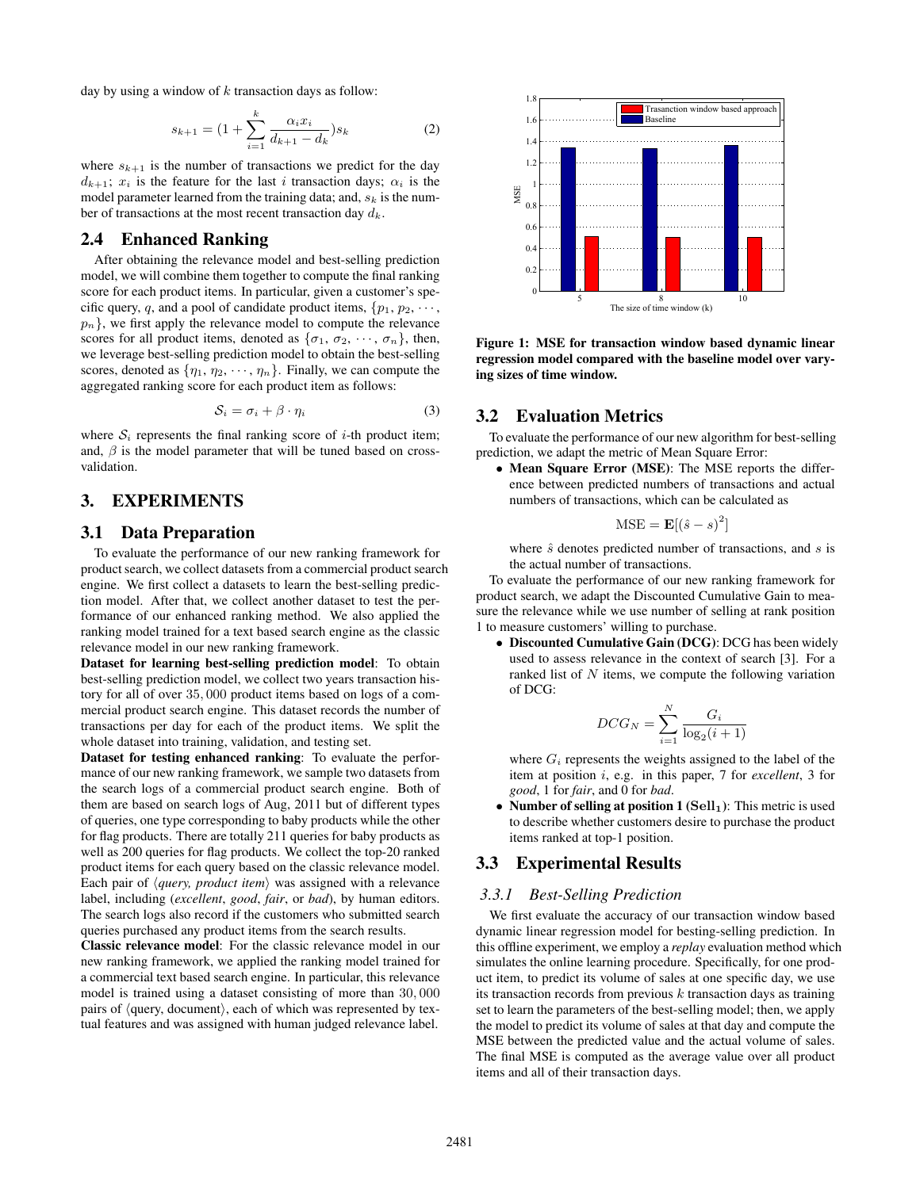day by using a window of $k$ transaction days as follow:

$$s_{k+1} = (1 + \sum_{i=1}^{k} \frac{\alpha_i x_i}{d_{k+1} - d_k}) s_k \tag{2}$$

where $s_{k+1}$ is the number of transactions we predict for the day $d_{k+1}$; $x_i$ is the feature for the last $i$ transaction days; $\alpha_i$ is the model parameter learned from the training data; and, $s_k$ is the number of transactions at the most recent transaction day $d_k$.

## 2.4 Enhanced Ranking

After obtaining the relevance model and best-selling prediction model, we will combine them together to compute the final ranking score for each product items. In particular, given a customer's specific query, $q$, and a pool of candidate product items, $\{p_1, p_2, \cdots, p_n\}$, we first apply the relevance model to compute the relevance scores for all product items, denoted as $\{\sigma_1, \sigma_2, \cdots, \sigma_n\}$, then, we leverage best-selling prediction model to obtain the best-selling scores, denoted as $\{\eta_1, \eta_2, \cdots, \eta_n\}$. Finally, we can compute the aggregated ranking score for each product item as follows:

$$\mathcal{S}_i = \sigma_i + \beta \cdot \eta_i \tag{3}$$

where $\mathcal{S}_i$ represents the final ranking score of $i$-th product item; and, $\beta$ is the model parameter that will be tuned based on cross-validation.

# 3. EXPERIMENTS

## 3.1 Data Preparation

To evaluate the performance of our new ranking framework for product search, we collect datasets from a commercial product search engine. We first collect a datasets to learn the best-selling prediction model. After that, we collect another dataset to test the performance of our enhanced ranking method. We also applied the ranking model trained for a text based search engine as the classic relevance model in our new ranking framework.

**Dataset for learning best-selling prediction model**: To obtain best-selling prediction model, we collect two years transaction history for all of over $35,000$ product items based on logs of a commercial product search engine. This dataset records the number of transactions per day for each of the product items. We split the whole dataset into training, validation, and testing set.

**Dataset for testing enhanced ranking**: To evaluate the performance of our new ranking framework, we sample two datasets from the search logs of a commercial product search engine. Both of them are based on search logs of Aug, 2011 but of different types of queries, one type corresponding to baby products while the other for flag products. There are totally 211 queries for baby products as well as 200 queries for flag products. We collect the top-20 ranked product items for each query based on the classic relevance model. Each pair of ⟨*query, product item*⟩ was assigned with a relevance label, including (*excellent*, *good*, *fair*, or *bad*), by human editors. The search logs also record if the customers who submitted search queries purchased any product items from the search results.

**Classic relevance model**: For the classic relevance model in our new ranking framework, we applied the ranking model trained for a commercial text based search engine. In particular, this relevance model is trained using a dataset consisting of more than $30,000$ pairs of ⟨query, document⟩, each of which was represented by textual features and was assigned with human judged relevance label.

**Figure 1: MSE for transaction window based dynamic linear regression model compared with the baseline model over varying sizes of time window.**

## 3.2 Evaluation Metrics

To evaluate the performance of our new algorithm for best-selling prediction, we adapt the metric of Mean Square Error:

- **Mean Square Error (MSE)**: The MSE reports the difference between predicted numbers of transactions and actual numbers of transactions, which can be calculated as

$$\text{MSE} = \mathbf{E}[(\hat{s} - s)^2]$$

where $\hat{s}$ denotes predicted number of transactions, and $s$ is the actual number of transactions.

To evaluate the performance of our new ranking framework for product search, we adapt the Discounted Cumulative Gain to measure the relevance while we use number of selling at rank position 1 to measure customers' willing to purchase.

- **Discounted Cumulative Gain (DCG)**: DCG has been widely used to assess relevance in the context of search [3]. For a ranked list of $N$ items, we compute the following variation of DCG:

$$DCG_N = \sum_{i=1}^{N} \frac{G_i}{\log_2(i+1)}$$

where $G_i$ represents the weights assigned to the label of the item at position $i$, e.g. in this paper, 7 for *excellent*, 3 for *good*, 1 for *fair*, and 0 for *bad*.

- **Number of selling at position 1 ($\mathbf{Sell_1}$)**: This metric is used to describe whether customers desire to purchase the product items ranked at top-1 position.

## 3.3 Experimental Results

### *3.3.1 Best-Selling Prediction*

We first evaluate the accuracy of our transaction window based dynamic linear regression model for besting-selling prediction. In this offline experiment, we employ a *replay* evaluation method which simulates the online learning procedure. Specifically, for one product item, to predict its volume of sales at one specific day, we use its transaction records from previous $k$ transaction days as training set to learn the parameters of the best-selling model; then, we apply the model to predict its volume of sales at that day and compute the MSE between the predicted value and the actual volume of sales. The final MSE is computed as the average value over all product items and all of their transaction days.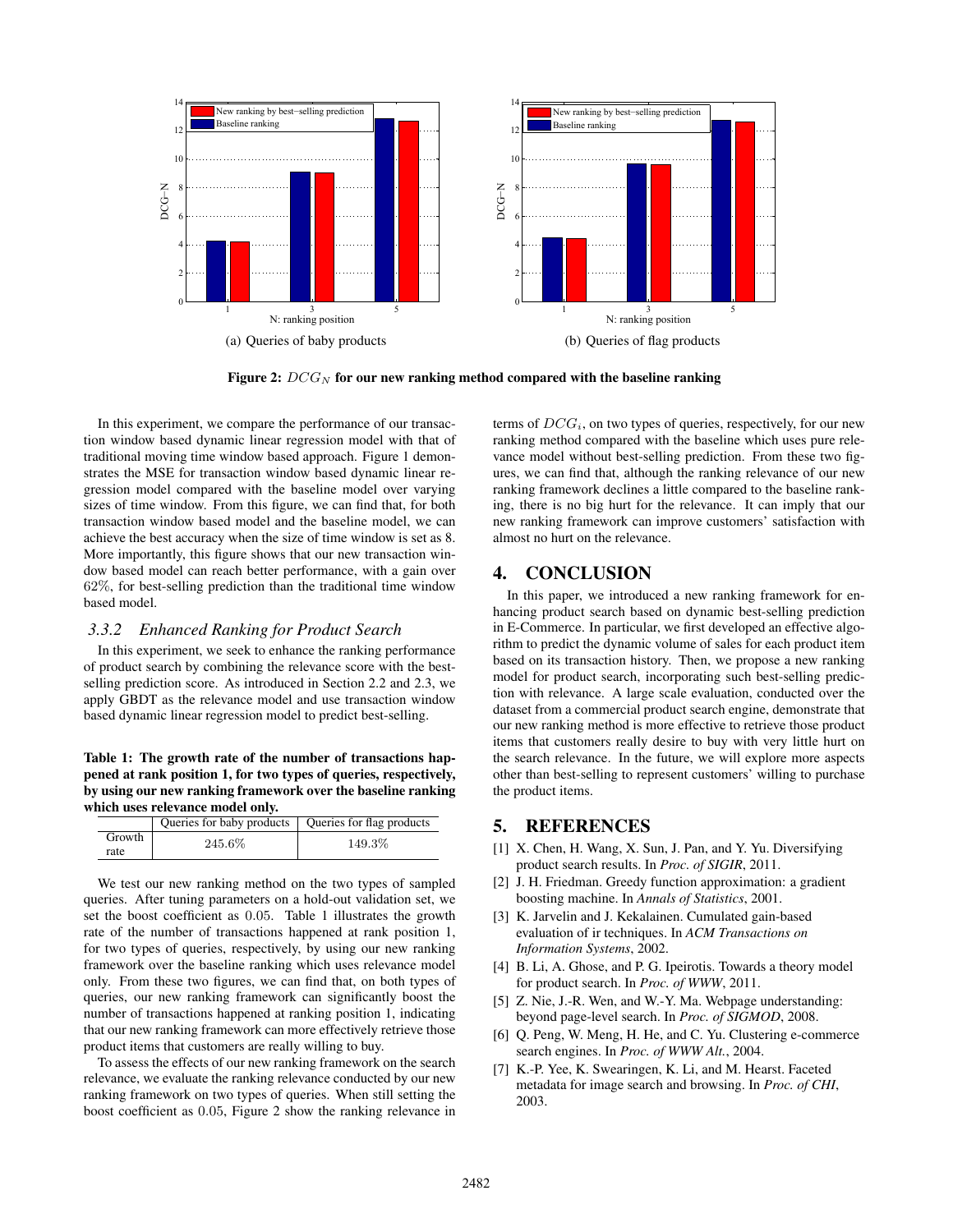14
New ranking by best−selling prediction
Baseline ranking
12
10
8
6
4
2
0
DCG−N
1
3
5
N: ranking position

(a) Queries of baby products

14
New ranking by best−selling prediction
Baseline ranking
12
10
8
6
4
2
0
DCG−N
1
3
5
N: ranking position

(b) Queries of flag products

**Figure 2: $DCG_N$ for our new ranking method compared with the baseline ranking**

In this experiment, we compare the performance of our transaction window based dynamic linear regression model with that of traditional moving time window based approach. Figure 1 demonstrates the MSE for transaction window based dynamic linear regression model compared with the baseline model over varying sizes of time window. From this figure, we can find that, for both transaction window based model and the baseline model, we can achieve the best accuracy when the size of time window is set as 8. More importantly, this figure shows that our new transaction window based model can reach better performance, with a gain over 62%, for best-selling prediction than the traditional time window based model.

### *3.3.2 Enhanced Ranking for Product Search*

In this experiment, we seek to enhance the ranking performance of product search by combining the relevance score with the best-selling prediction score. As introduced in Section 2.2 and 2.3, we apply GBDT as the relevance model and use transaction window based dynamic linear regression model to predict best-selling.

**Table 1: The growth rate of the number of transactions happened at rank position 1, for two types of queries, respectively, by using our new ranking framework over the baseline ranking which uses relevance model only.**

| | Queries for baby products | Queries for flag products |
|---|---|---|
| Growth rate | 245.6% | 149.3% |

We test our new ranking method on the two types of sampled queries. After tuning parameters on a hold-out validation set, we set the boost coefficient as 0.05. Table 1 illustrates the growth rate of the number of transactions happened at rank position 1, for two types of queries, respectively, by using our new ranking framework over the baseline ranking which uses relevance model only. From these two figures, we can find that, on both types of queries, our new ranking framework can significantly boost the number of transactions happened at ranking position 1, indicating that our new ranking framework can more effectively retrieve those product items that customers are really willing to buy.

To assess the effects of our new ranking framework on the search relevance, we evaluate the ranking relevance conducted by our new ranking framework on two types of queries. When still setting the boost coefficient as 0.05, Figure 2 show the ranking relevance in terms of $DCG_i$, on two types of queries, respectively, for our new ranking method compared with the baseline which uses pure relevance model without best-selling prediction. From these two figures, we can find that, although the ranking relevance of our new ranking framework declines a little compared to the baseline ranking, there is no big hurt for the relevance. It can imply that our new ranking framework can improve customers' satisfaction with almost no hurt on the relevance.

## 4. CONCLUSION

In this paper, we introduced a new ranking framework for enhancing product search based on dynamic best-selling prediction in E-Commerce. In particular, we first developed an effective algorithm to predict the dynamic volume of sales for each product item based on its transaction history. Then, we propose a new ranking model for product search, incorporating such best-selling prediction with relevance. A large scale evaluation, conducted over the dataset from a commercial product search engine, demonstrate that our new ranking method is more effective to retrieve those product items that customers really desire to buy with very little hurt on the search relevance. In the future, we will explore more aspects other than best-selling to represent customers' willing to purchase the product items.

## 5. REFERENCES

[1] X. Chen, H. Wang, X. Sun, J. Pan, and Y. Yu. Diversifying product search results. In *Proc. of SIGIR*, 2011.

[2] J. H. Friedman. Greedy function approximation: a gradient boosting machine. In *Annals of Statistics*, 2001.

[3] K. Jarvelin and J. Kekalainen. Cumulated gain-based evaluation of ir techniques. In *ACM Transactions on Information Systems*, 2002.

[4] B. Li, A. Ghose, and P. G. Ipeirotis. Towards a theory model for product search. In *Proc. of WWW*, 2011.

[5] Z. Nie, J.-R. Wen, and W.-Y. Ma. Webpage understanding: beyond page-level search. In *Proc. of SIGMOD*, 2008.

[6] Q. Peng, W. Meng, H. He, and C. Yu. Clustering e-commerce search engines. In *Proc. of WWW Alt.*, 2004.

[7] K.-P. Yee, K. Swearingen, K. Li, and M. Hearst. Faceted metadata for image search and browsing. In *Proc. of CHI*, 2003.